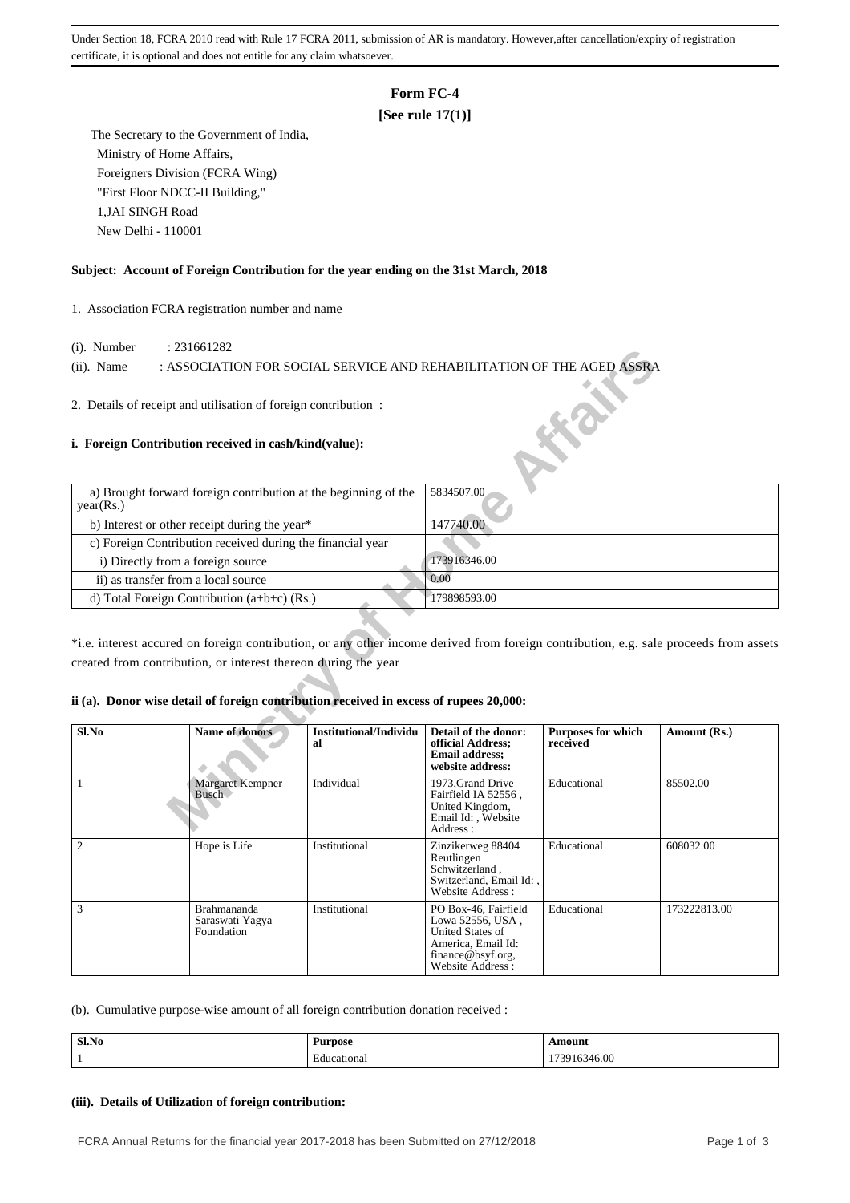Under Section 18, FCRA 2010 read with Rule 17 FCRA 2011, submission of AR is mandatory. However,after cancellation/expiry of registration certificate, it is optional and does not entitle for any claim whatsoever.

# Form FC-4

**[See rule 17(1)]**

The Secretary to the Government of India,
Ministry of Home Affairs,
Foreigners Division (FCRA Wing)
"First Floor NDCC-II Building,"
1,JAI SINGH Road
New Delhi - 110001

**Subject: Account of Foreign Contribution for the year ending on the 31st March, 2018**

1. Association FCRA registration number and name

(i). Number : 231661282

(ii). Name : ASSOCIATION FOR SOCIAL SERVICE AND REHABILITATION OF THE AGED ASSRA

2. Details of receipt and utilisation of foreign contribution :

**i. Foreign Contribution received in cash/kind(value):**

| | |
|---|---|
| a) Brought forward foreign contribution at the beginning of the year(Rs.) | 5834507.00 |
| b) Interest or other receipt during the year* | 147740.00 |
| c) Foreign Contribution received during the financial year | |
| i) Directly from a foreign source | 173916346.00 |
| ii) as transfer from a local source | 0.00 |
| d) Total Foreign Contribution (a+b+c) (Rs.) | 179898593.00 |

*i.e. interest accured on foreign contribution, or any other income derived from foreign contribution, e.g. sale proceeds from assets created from contribution, or interest thereon during the year

**ii (a). Donor wise detail of foreign contribution received in excess of rupees 20,000:**

| Sl.No | Name of donors | Institutional/Individual | Detail of the donor: official Address; Email address; website address: | Purposes for which received | Amount (Rs.) |
|---|---|---|---|---|---|
| 1 | Margaret Kempner Busch | Individual | 1973,Grand Drive Fairfield IA 52556 , United Kingdom, Email Id: , Website Address : | Educational | 85502.00 |
| 2 | Hope is Life | Institutional | Zinzikerweg 88404 Reutlingen Schwitzerland , Switzerland, Email Id: , Website Address : | Educational | 608032.00 |
| 3 | Brahmananda Saraswati Yagya Foundation | Institutional | PO Box-46, Fairfield Lowa 52556, USA , United States of America, Email Id: finance@bsyf.org, Website Address : | Educational | 173222813.00 |

(b). Cumulative purpose-wise amount of all foreign contribution donation received :

| Sl.No | Purpose | Amount |
|---|---|---|
| 1 | Educational | 173916346.00 |

**(iii). Details of Utilization of foreign contribution:**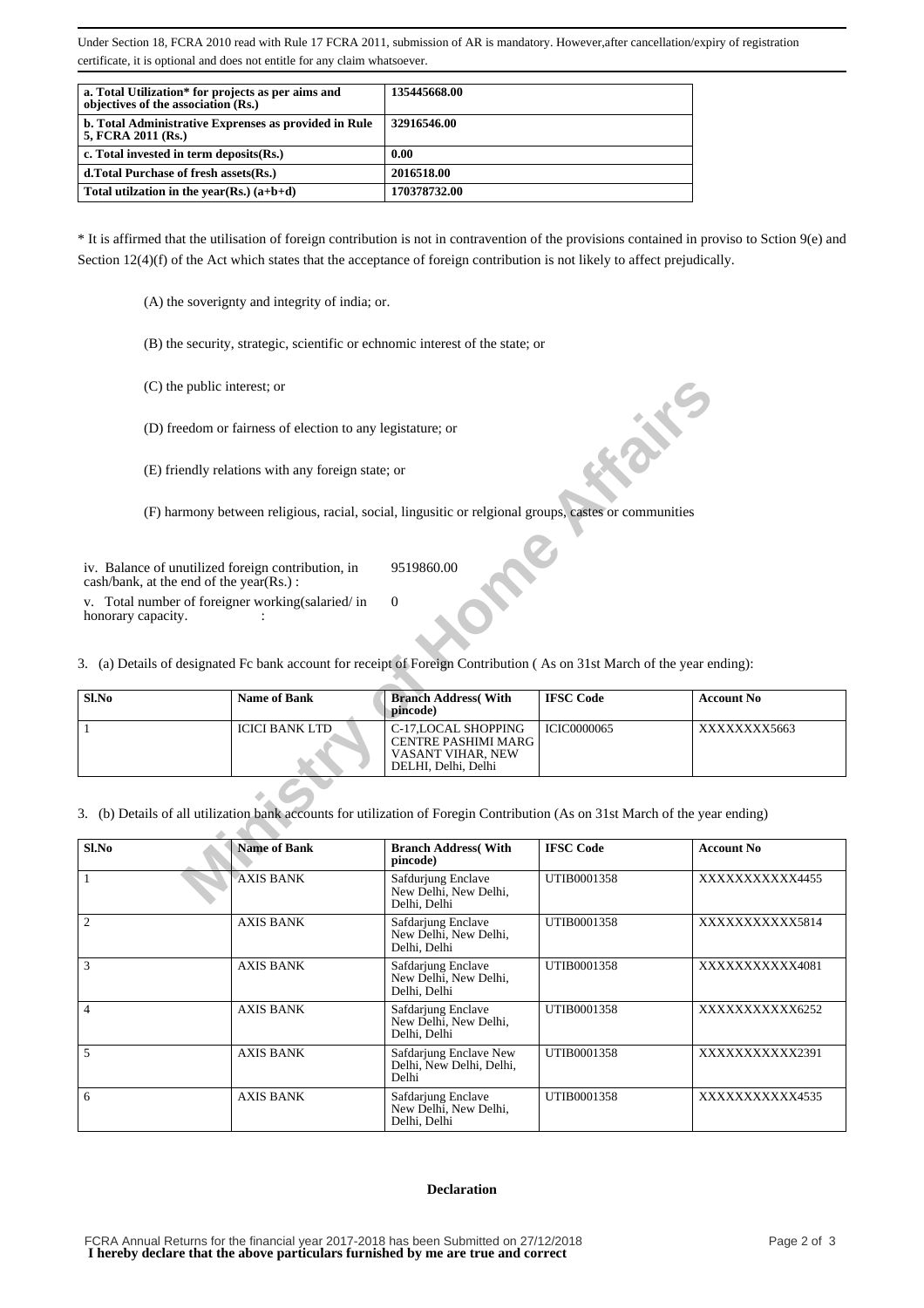Under Section 18, FCRA 2010 read with Rule 17 FCRA 2011, submission of AR is mandatory. However,after cancellation/expiry of registration certificate, it is optional and does not entitle for any claim whatsoever.

| | |
|---|---|
| **a. Total Utilization* for projects as per aims and objectives of the association (Rs.)** | **135445668.00** |
| **b. Total Administrative Exprenses as provided in Rule 5, FCRA 2011 (Rs.)** | **32916546.00** |
| **c. Total invested in term deposits(Rs.)** | **0.00** |
| **d.Total Purchase of fresh assets(Rs.)** | **2016518.00** |
| **Total utilzation in the year(Rs.) (a+b+d)** | **170378732.00** |

* It is affirmed that the utilisation of foreign contribution is not in contravention of the provisions contained in proviso to Sction 9(e) and Section 12(4)(f) of the Act which states that the acceptance of foreign contribution is not likely to affect prejudically.

(A) the soverignty and integrity of india; or.

(B) the security, strategic, scientific or echnomic interest of the state; or

(C) the public interest; or

(D) freedom or fairness of election to any legistature; or

(E) friendly relations with any foreign state; or

(F) harmony between religious, racial, social, lingusitic or relgional groups, castes or communities

| | |
|---|---|
| iv. Balance of unutilized foreign contribution, in cash/bank, at the end of the year(Rs.) : | 9519860.00 |
| v. Total number of foreigner working(salaried/ in honorary capacity. : | 0 |

3. (a) Details of designated Fc bank account for receipt of Foreign Contribution ( As on 31st March of the year ending):

| Sl.No | Name of Bank | Branch Address( With pincode) | IFSC Code | Account No |
|---|---|---|---|---|
| 1 | ICICI BANK LTD | C-17,LOCAL SHOPPING CENTRE PASHIMI MARG VASANT VIHAR, NEW DELHI, Delhi, Delhi | ICIC0000065 | XXXXXXXX5663 |

3. (b) Details of all utilization bank accounts for utilization of Foregin Contribution (As on 31st March of the year ending)

| Sl.No | Name of Bank | Branch Address( With pincode) | IFSC Code | Account No |
|---|---|---|---|---|
| 1 | AXIS BANK | Safdurjung Enclave New Delhi, New Delhi, Delhi, Delhi | UTIB0001358 | XXXXXXXXXXX4455 |
| 2 | AXIS BANK | Safdarjung Enclave New Delhi, New Delhi, Delhi, Delhi | UTIB0001358 | XXXXXXXXXXX5814 |
| 3 | AXIS BANK | Safdarjung Enclave New Delhi, New Delhi, Delhi, Delhi | UTIB0001358 | XXXXXXXXXXX4081 |
| 4 | AXIS BANK | Safdarjung Enclave New Delhi, New Delhi, Delhi, Delhi | UTIB0001358 | XXXXXXXXXXX6252 |
| 5 | AXIS BANK | Safdarjung Enclave New Delhi, New Delhi, Delhi, Delhi | UTIB0001358 | XXXXXXXXXXX2391 |
| 6 | AXIS BANK | Safdarjung Enclave New Delhi, New Delhi, Delhi, Delhi | UTIB0001358 | XXXXXXXXXXX4535 |

**Declaration**

**I hereby declare that the above particulars furnished by me are true and correct**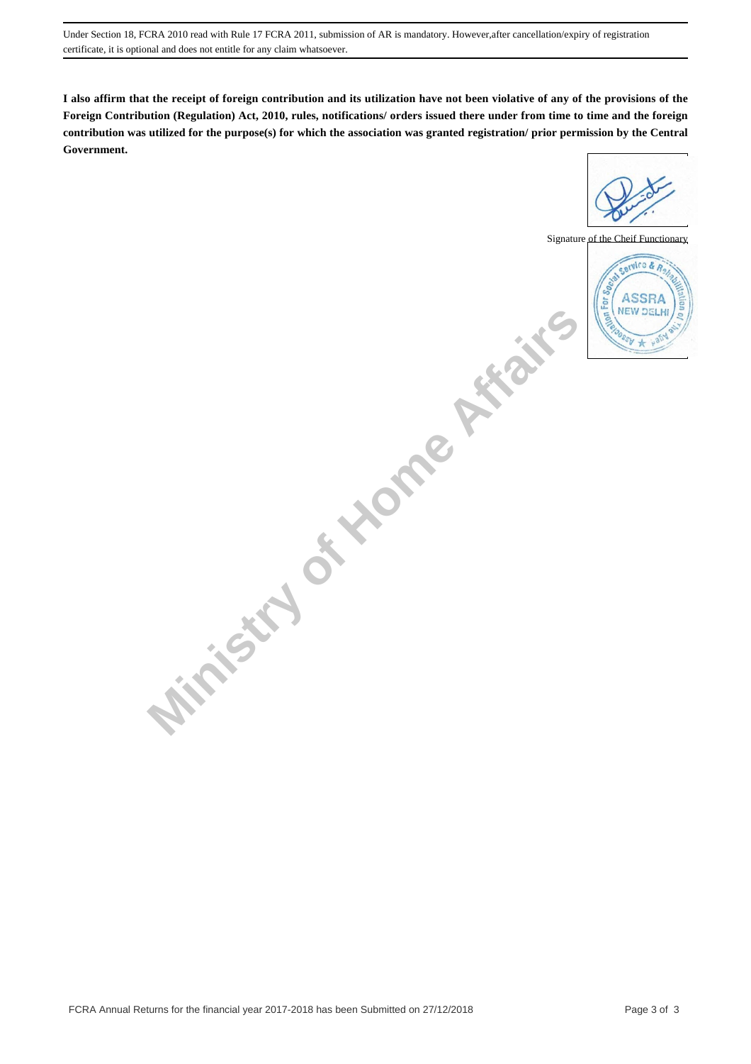Under Section 18, FCRA 2010 read with Rule 17 FCRA 2011, submission of AR is mandatory. However,after cancellation/expiry of registration certificate, it is optional and does not entitle for any claim whatsoever.

**I also affirm that the receipt of foreign contribution and its utilization have not been violative of any of the provisions of the Foreign Contribution (Regulation) Act, 2010, rules, notifications/ orders issued there under from time to time and the foreign contribution was utilized for the purpose(s) for which the association was granted registration/ prior permission by the Central Government.**

Signature of the Cheif Functionary

FCRA Annual Returns for the financial year 2017-2018 has been Submitted on 27/12/2018